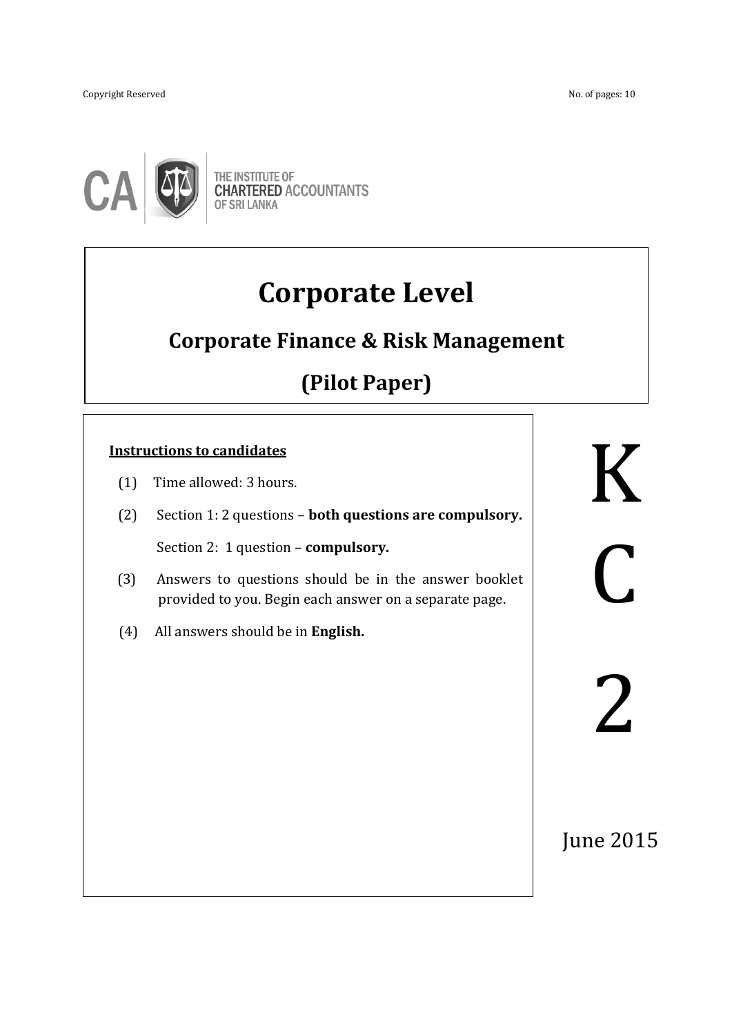Copyright Reserved

No. of pages: 10

THE INSTITUTE OF CHARTERED ACCOUNTANTS OF SRI LANKA

# Corporate Level

## Corporate Finance & Risk Management

## (Pilot Paper)

**Instructions to candidates**

(1) Time allowed: 3 hours.

(2) Section 1: 2 questions – **both questions are compulsory.**

Section 2: 1 question – **compulsory.**

(3) Answers to questions should be in the answer booklet provided to you. Begin each answer on a separate page.

(4) All answers should be in **English.**

K

C

2

June 2015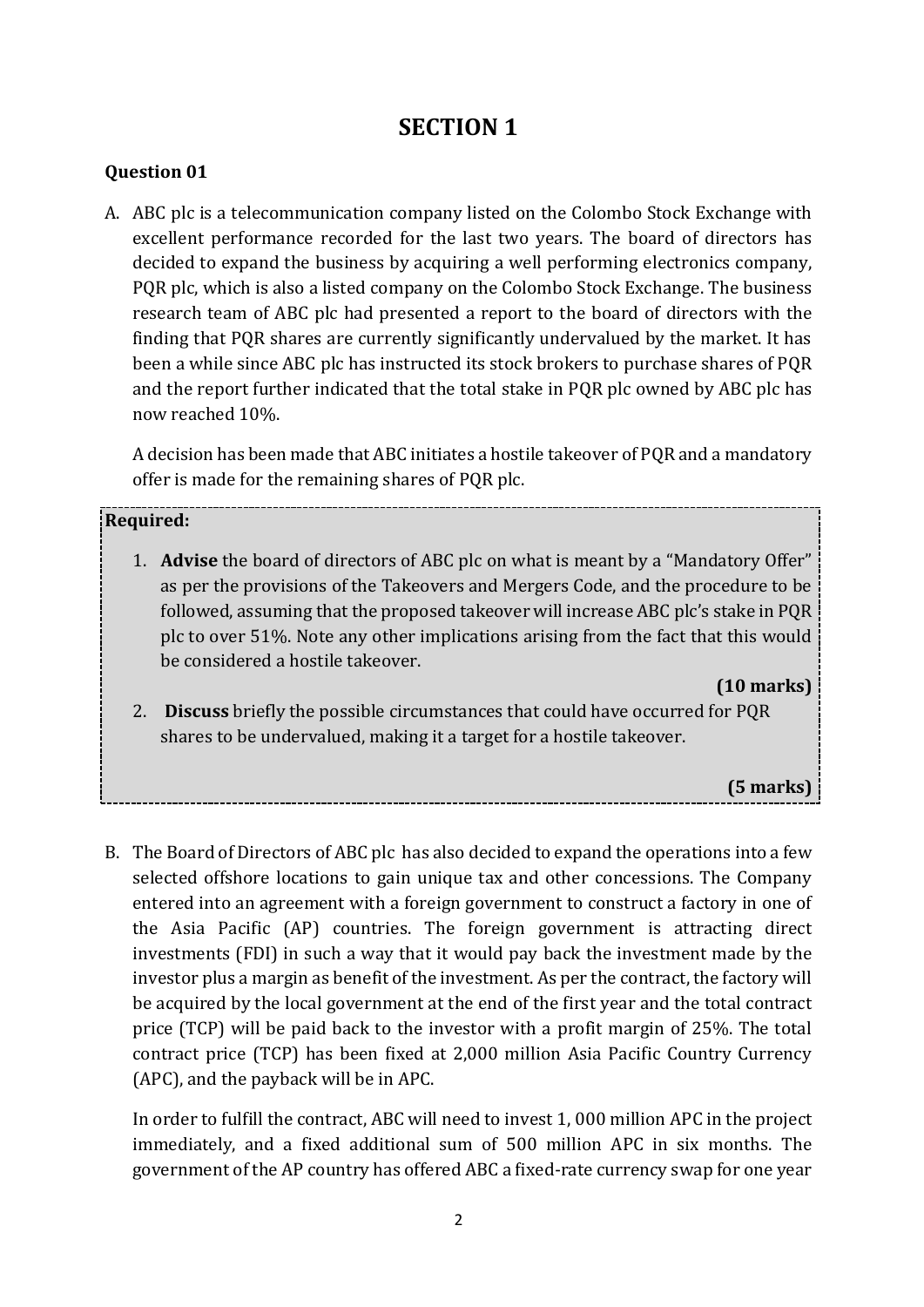# SECTION 1

### Question 01

A. ABC plc is a telecommunication company listed on the Colombo Stock Exchange with excellent performance recorded for the last two years. The board of directors has decided to expand the business by acquiring a well performing electronics company, PQR plc, which is also a listed company on the Colombo Stock Exchange. The business research team of ABC plc had presented a report to the board of directors with the finding that PQR shares are currently significantly undervalued by the market. It has been a while since ABC plc has instructed its stock brokers to purchase shares of PQR and the report further indicated that the total stake in PQR plc owned by ABC plc has now reached 10%.

A decision has been made that ABC initiates a hostile takeover of PQR and a mandatory offer is made for the remaining shares of PQR plc.

**Required:**

1. **Advise** the board of directors of ABC plc on what is meant by a "Mandatory Offer" as per the provisions of the Takeovers and Mergers Code, and the procedure to be followed, assuming that the proposed takeover will increase ABC plc's stake in PQR plc to over 51%. Note any other implications arising from the fact that this would be considered a hostile takeover.

   **(10 marks)**

2. **Discuss** briefly the possible circumstances that could have occurred for PQR shares to be undervalued, making it a target for a hostile takeover.

   **(5 marks)**

B. The Board of Directors of ABC plc has also decided to expand the operations into a few selected offshore locations to gain unique tax and other concessions. The Company entered into an agreement with a foreign government to construct a factory in one of the Asia Pacific (AP) countries. The foreign government is attracting direct investments (FDI) in such a way that it would pay back the investment made by the investor plus a margin as benefit of the investment. As per the contract, the factory will be acquired by the local government at the end of the first year and the total contract price (TCP) will be paid back to the investor with a profit margin of 25%. The total contract price (TCP) has been fixed at 2,000 million Asia Pacific Country Currency (APC), and the payback will be in APC.

In order to fulfill the contract, ABC will need to invest 1, 000 million APC in the project immediately, and a fixed additional sum of 500 million APC in six months. The government of the AP country has offered ABC a fixed-rate currency swap for one year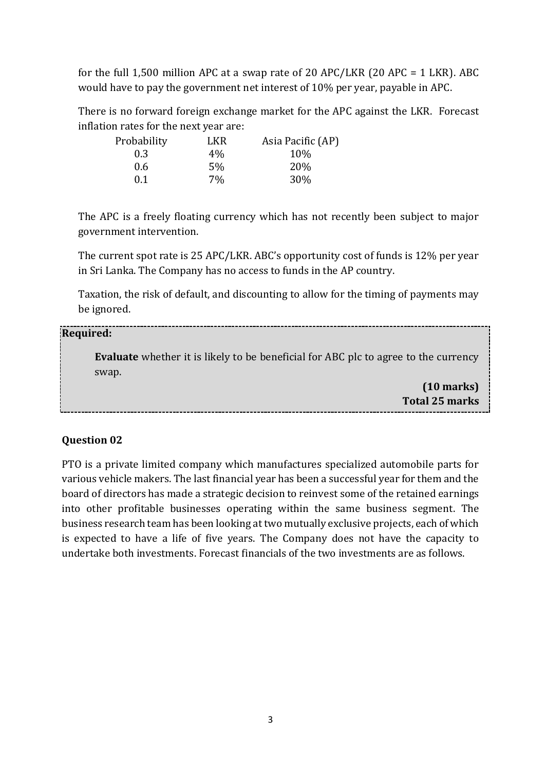for the full 1,500 million APC at a swap rate of 20 APC/LKR (20 APC = 1 LKR). ABC would have to pay the government net interest of 10% per year, payable in APC.

There is no forward foreign exchange market for the APC against the LKR. Forecast inflation rates for the next year are:

| Probability | LKR | Asia Pacific (AP) |
|---|---|---|
| 0.3 | 4% | 10% |
| 0.6 | 5% | 20% |
| 0.1 | 7% | 30% |

The APC is a freely floating currency which has not recently been subject to major government intervention.

The current spot rate is 25 APC/LKR. ABC's opportunity cost of funds is 12% per year in Sri Lanka. The Company has no access to funds in the AP country.

Taxation, the risk of default, and discounting to allow for the timing of payments may be ignored.

**Required:**

**Evaluate** whether it is likely to be beneficial for ABC plc to agree to the currency swap.

**(10 marks)**
**Total 25 marks**

### Question 02

PTO is a private limited company which manufactures specialized automobile parts for various vehicle makers. The last financial year has been a successful year for them and the board of directors has made a strategic decision to reinvest some of the retained earnings into other profitable businesses operating within the same business segment. The business research team has been looking at two mutually exclusive projects, each of which is expected to have a life of five years. The Company does not have the capacity to undertake both investments. Forecast financials of the two investments are as follows.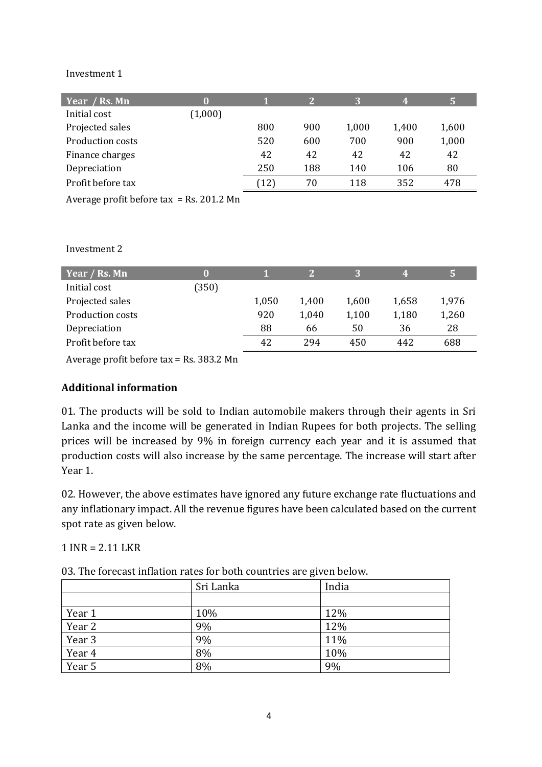Investment 1

| Year / Rs. Mn | 0 | 1 | 2 | 3 | 4 | 5 |
|---|---|---|---|---|---|---|
| Initial cost | (1,000) | | | | | |
| Projected sales | | 800 | 900 | 1,000 | 1,400 | 1,600 |
| Production costs | | 520 | 600 | 700 | 900 | 1,000 |
| Finance charges | | 42 | 42 | 42 | 42 | 42 |
| Depreciation | | 250 | 188 | 140 | 106 | 80 |
| Profit before tax | | (12) | 70 | 118 | 352 | 478 |

Average profit before tax = Rs. 201.2 Mn

Investment 2

| Year / Rs. Mn | 0 | 1 | 2 | 3 | 4 | 5 |
|---|---|---|---|---|---|---|
| Initial cost | (350) | | | | | |
| Projected sales | | 1,050 | 1,400 | 1,600 | 1,658 | 1,976 |
| Production costs | | 920 | 1,040 | 1,100 | 1,180 | 1,260 |
| Depreciation | | 88 | 66 | 50 | 36 | 28 |
| Profit before tax | | 42 | 294 | 450 | 442 | 688 |

Average profit before tax = Rs. 383.2 Mn

**Additional information**

01. The products will be sold to Indian automobile makers through their agents in Sri Lanka and the income will be generated in Indian Rupees for both projects. The selling prices will be increased by 9% in foreign currency each year and it is assumed that production costs will also increase by the same percentage. The increase will start after Year 1.

02. However, the above estimates have ignored any future exchange rate fluctuations and any inflationary impact. All the revenue figures have been calculated based on the current spot rate as given below.

1 INR = 2.11 LKR

03. The forecast inflation rates for both countries are given below.

| | Sri Lanka | India |
|---|---|---|
| | | |
| Year 1 | 10% | 12% |
| Year 2 | 9% | 12% |
| Year 3 | 9% | 11% |
| Year 4 | 8% | 10% |
| Year 5 | 8% | 9% |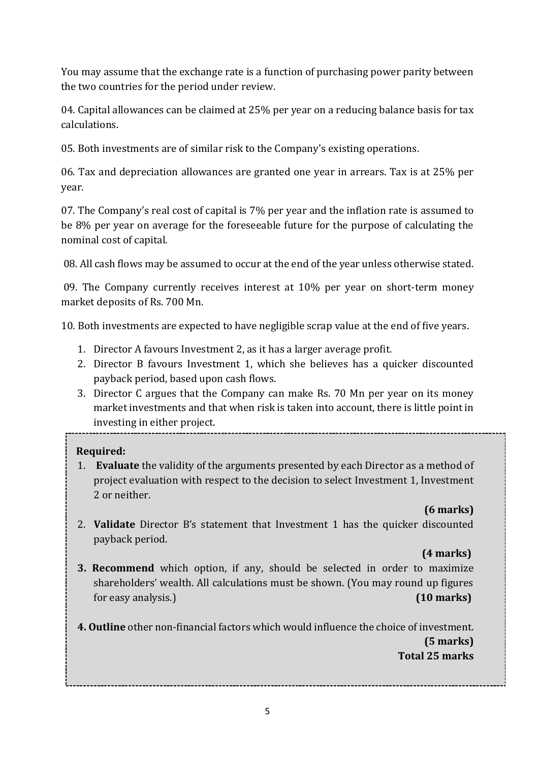You may assume that the exchange rate is a function of purchasing power parity between the two countries for the period under review.

04. Capital allowances can be claimed at 25% per year on a reducing balance basis for tax calculations.

05. Both investments are of similar risk to the Company's existing operations.

06. Tax and depreciation allowances are granted one year in arrears. Tax is at 25% per year.

07. The Company's real cost of capital is 7% per year and the inflation rate is assumed to be 8% per year on average for the foreseeable future for the purpose of calculating the nominal cost of capital.

08. All cash flows may be assumed to occur at the end of the year unless otherwise stated.

09. The Company currently receives interest at 10% per year on short-term money market deposits of Rs. 700 Mn.

10. Both investments are expected to have negligible scrap value at the end of five years.

1. Director A favours Investment 2, as it has a larger average profit.
2. Director B favours Investment 1, which she believes has a quicker discounted payback period, based upon cash flows.
3. Director C argues that the Company can make Rs. 70 Mn per year on its money market investments and that when risk is taken into account, there is little point in investing in either project.

**Required:**

1. **Evaluate** the validity of the arguments presented by each Director as a method of project evaluation with respect to the decision to select Investment 1, Investment 2 or neither.

   **(6 marks)**

2. **Validate** Director B's statement that Investment 1 has the quicker discounted payback period.

   **(4 marks)**

3. **Recommend** which option, if any, should be selected in order to maximize shareholders' wealth. All calculations must be shown. (You may round up figures for easy analysis.) **(10 marks)**

4. **Outline** other non-financial factors which would influence the choice of investment.

   **(5 marks)**

   **Total 25 marks**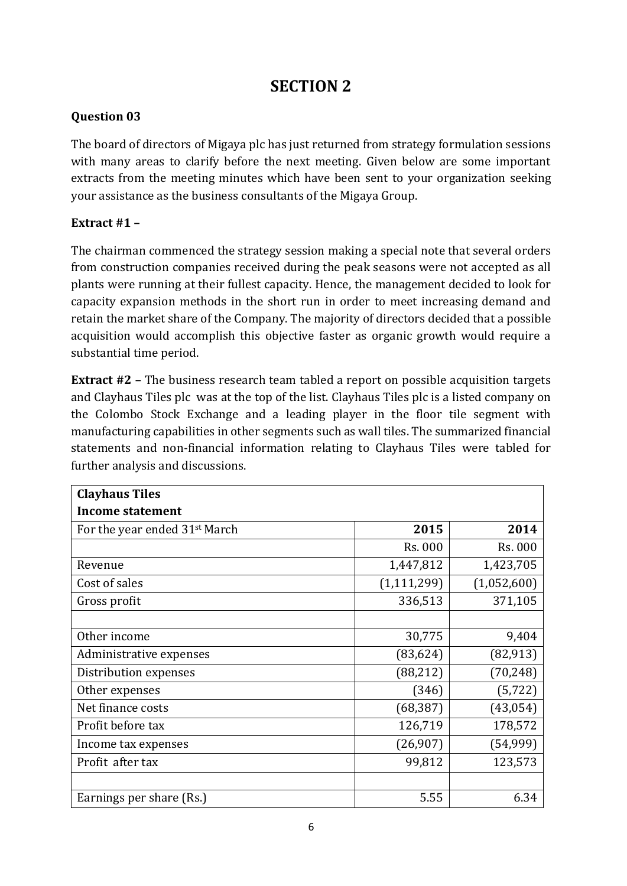# SECTION 2

**Question 03**

The board of directors of Migaya plc has just returned from strategy formulation sessions with many areas to clarify before the next meeting. Given below are some important extracts from the meeting minutes which have been sent to your organization seeking your assistance as the business consultants of the Migaya Group.

**Extract #1 –**

The chairman commenced the strategy session making a special note that several orders from construction companies received during the peak seasons were not accepted as all plants were running at their fullest capacity. Hence, the management decided to look for capacity expansion methods in the short run in order to meet increasing demand and retain the market share of the Company. The majority of directors decided that a possible acquisition would accomplish this objective faster as organic growth would require a substantial time period.

**Extract #2 –** The business research team tabled a report on possible acquisition targets and Clayhaus Tiles plc was at the top of the list. Clayhaus Tiles plc is a listed company on the Colombo Stock Exchange and a leading player in the floor tile segment with manufacturing capabilities in other segments such as wall tiles. The summarized financial statements and non-financial information relating to Clayhaus Tiles were tabled for further analysis and discussions.

| **Clayhaus Tiles**<br>**Income statement** | | |
|---|---|---|
| For the year ended 31st March | **2015** | **2014** |
| | Rs. 000 | Rs. 000 |
| Revenue | 1,447,812 | 1,423,705 |
| Cost of sales | (1,111,299) | (1,052,600) |
| Gross profit | 336,513 | 371,105 |
| | | |
| Other income | 30,775 | 9,404 |
| Administrative expenses | (83,624) | (82,913) |
| Distribution expenses | (88,212) | (70,248) |
| Other expenses | (346) | (5,722) |
| Net finance costs | (68,387) | (43,054) |
| Profit before tax | 126,719 | 178,572 |
| Income tax expenses | (26,907) | (54,999) |
| Profit after tax | 99,812 | 123,573 |
| | | |
| Earnings per share (Rs.) | 5.55 | 6.34 |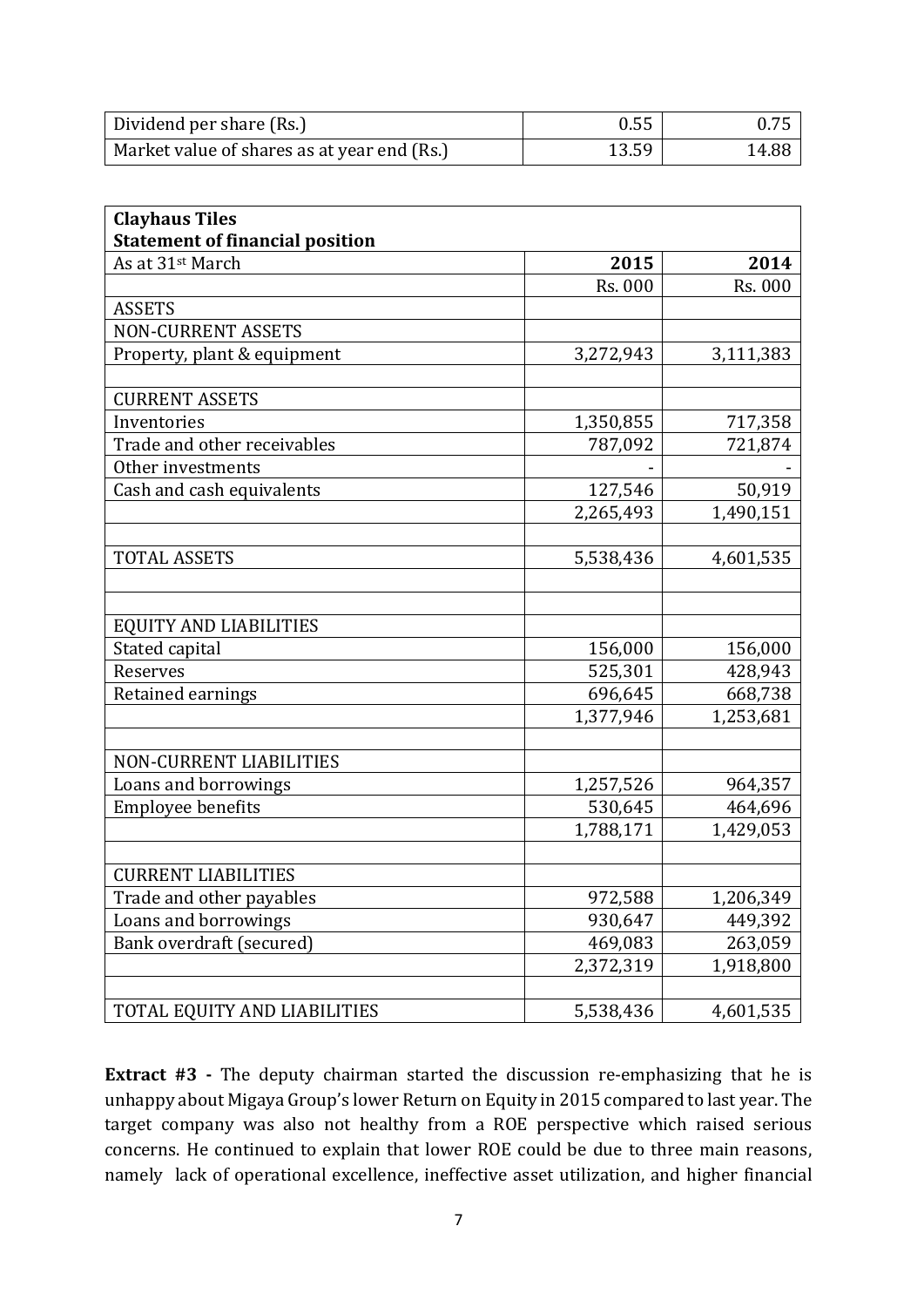| Dividend per share (Rs.) | 0.55 | 0.75 |
|---|---|---|
| Market value of shares as at year end (Rs.) | 13.59 | 14.88 |

| **Clayhaus Tiles**<br>**Statement of financial position** | | |
|---|---|---|
| As at 31st March | **2015** | **2014** |
| | Rs. 000 | Rs. 000 |
| ASSETS | | |
| NON-CURRENT ASSETS | | |
| Property, plant & equipment | 3,272,943 | 3,111,383 |
| | | |
| CURRENT ASSETS | | |
| Inventories | 1,350,855 | 717,358 |
| Trade and other receivables | 787,092 | 721,874 |
| Other investments | - | - |
| Cash and cash equivalents | 127,546 | 50,919 |
| | 2,265,493 | 1,490,151 |
| | | |
| TOTAL ASSETS | 5,538,436 | 4,601,535 |
| | | |
| | | |
| EQUITY AND LIABILITIES | | |
| Stated capital | 156,000 | 156,000 |
| Reserves | 525,301 | 428,943 |
| Retained earnings | 696,645 | 668,738 |
| | 1,377,946 | 1,253,681 |
| | | |
| NON-CURRENT LIABILITIES | | |
| Loans and borrowings | 1,257,526 | 964,357 |
| Employee benefits | 530,645 | 464,696 |
| | 1,788,171 | 1,429,053 |
| | | |
| CURRENT LIABILITIES | | |
| Trade and other payables | 972,588 | 1,206,349 |
| Loans and borrowings | 930,647 | 449,392 |
| Bank overdraft (secured) | 469,083 | 263,059 |
| | 2,372,319 | 1,918,800 |
| | | |
| TOTAL EQUITY AND LIABILITIES | 5,538,436 | 4,601,535 |

**Extract #3 -** The deputy chairman started the discussion re-emphasizing that he is unhappy about Migaya Group's lower Return on Equity in 2015 compared to last year. The target company was also not healthy from a ROE perspective which raised serious concerns. He continued to explain that lower ROE could be due to three main reasons, namely lack of operational excellence, ineffective asset utilization, and higher financial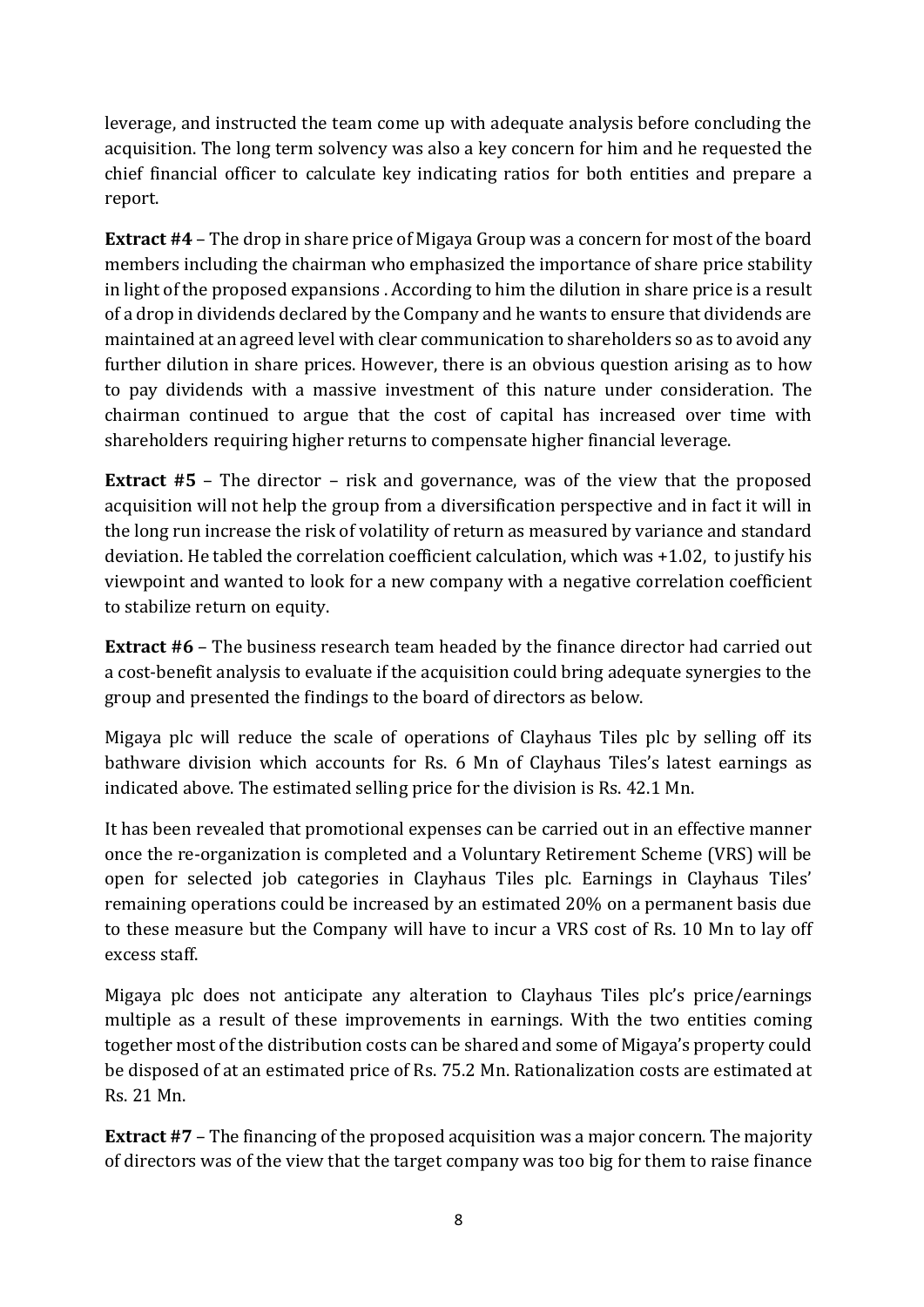leverage, and instructed the team come up with adequate analysis before concluding the acquisition. The long term solvency was also a key concern for him and he requested the chief financial officer to calculate key indicating ratios for both entities and prepare a report.

**Extract #4** – The drop in share price of Migaya Group was a concern for most of the board members including the chairman who emphasized the importance of share price stability in light of the proposed expansions . According to him the dilution in share price is a result of a drop in dividends declared by the Company and he wants to ensure that dividends are maintained at an agreed level with clear communication to shareholders so as to avoid any further dilution in share prices. However, there is an obvious question arising as to how to pay dividends with a massive investment of this nature under consideration. The chairman continued to argue that the cost of capital has increased over time with shareholders requiring higher returns to compensate higher financial leverage.

**Extract #5** – The director – risk and governance, was of the view that the proposed acquisition will not help the group from a diversification perspective and in fact it will in the long run increase the risk of volatility of return as measured by variance and standard deviation. He tabled the correlation coefficient calculation, which was +1.02, to justify his viewpoint and wanted to look for a new company with a negative correlation coefficient to stabilize return on equity.

**Extract #6** – The business research team headed by the finance director had carried out a cost-benefit analysis to evaluate if the acquisition could bring adequate synergies to the group and presented the findings to the board of directors as below.

Migaya plc will reduce the scale of operations of Clayhaus Tiles plc by selling off its bathware division which accounts for Rs. 6 Mn of Clayhaus Tiles's latest earnings as indicated above. The estimated selling price for the division is Rs. 42.1 Mn.

It has been revealed that promotional expenses can be carried out in an effective manner once the re-organization is completed and a Voluntary Retirement Scheme (VRS) will be open for selected job categories in Clayhaus Tiles plc. Earnings in Clayhaus Tiles' remaining operations could be increased by an estimated 20% on a permanent basis due to these measure but the Company will have to incur a VRS cost of Rs. 10 Mn to lay off excess staff.

Migaya plc does not anticipate any alteration to Clayhaus Tiles plc's price/earnings multiple as a result of these improvements in earnings. With the two entities coming together most of the distribution costs can be shared and some of Migaya's property could be disposed of at an estimated price of Rs. 75.2 Mn. Rationalization costs are estimated at Rs. 21 Mn.

**Extract #7** – The financing of the proposed acquisition was a major concern. The majority of directors was of the view that the target company was too big for them to raise finance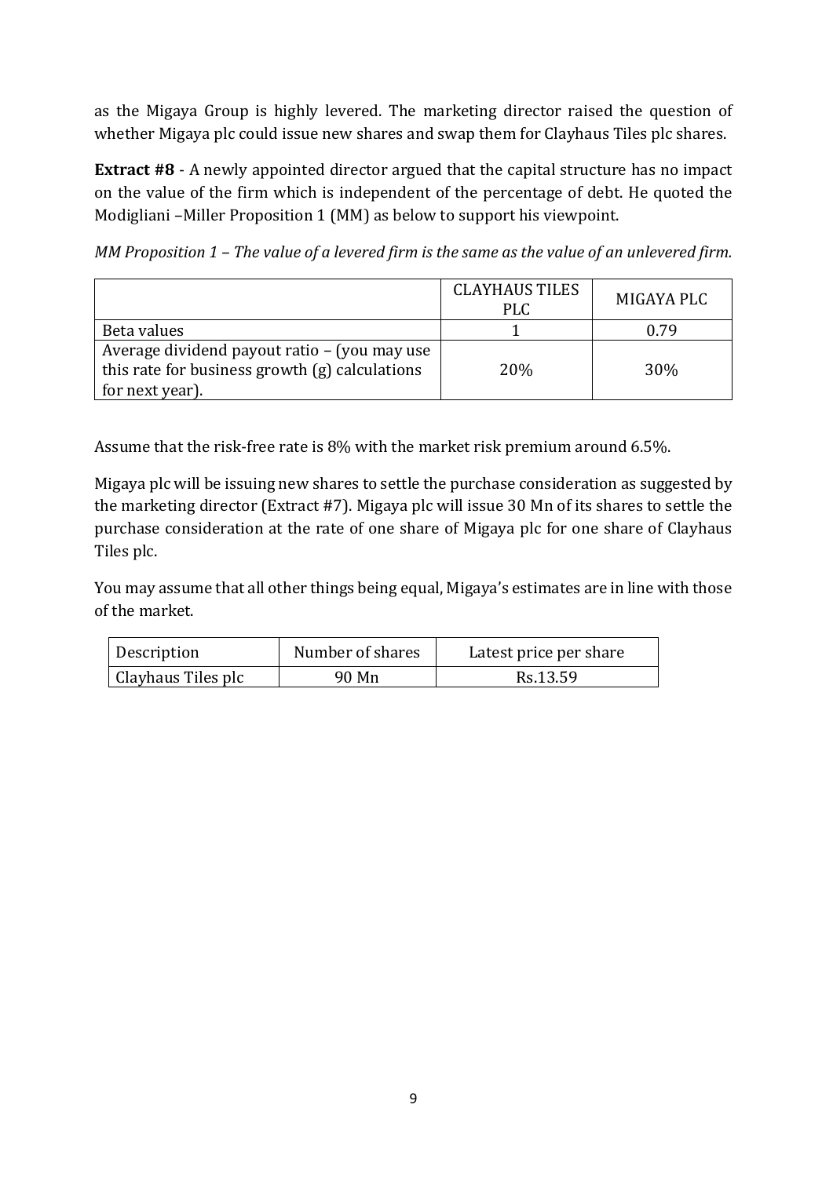as the Migaya Group is highly levered. The marketing director raised the question of whether Migaya plc could issue new shares and swap them for Clayhaus Tiles plc shares.

**Extract #8** - A newly appointed director argued that the capital structure has no impact on the value of the firm which is independent of the percentage of debt. He quoted the Modigliani –Miller Proposition 1 (MM) as below to support his viewpoint.

*MM Proposition 1 – The value of a levered firm is the same as the value of an unlevered firm.*

| | CLAYHAUS TILES PLC | MIGAYA PLC |
|---|---|---|
| Beta values | 1 | 0.79 |
| Average dividend payout ratio – (you may use this rate for business growth (g) calculations for next year). | 20% | 30% |

Assume that the risk-free rate is 8% with the market risk premium around 6.5%.

Migaya plc will be issuing new shares to settle the purchase consideration as suggested by the marketing director (Extract #7). Migaya plc will issue 30 Mn of its shares to settle the purchase consideration at the rate of one share of Migaya plc for one share of Clayhaus Tiles plc.

You may assume that all other things being equal, Migaya's estimates are in line with those of the market.

| Description | Number of shares | Latest price per share |
|---|---|---|
| Clayhaus Tiles plc | 90 Mn | Rs.13.59 |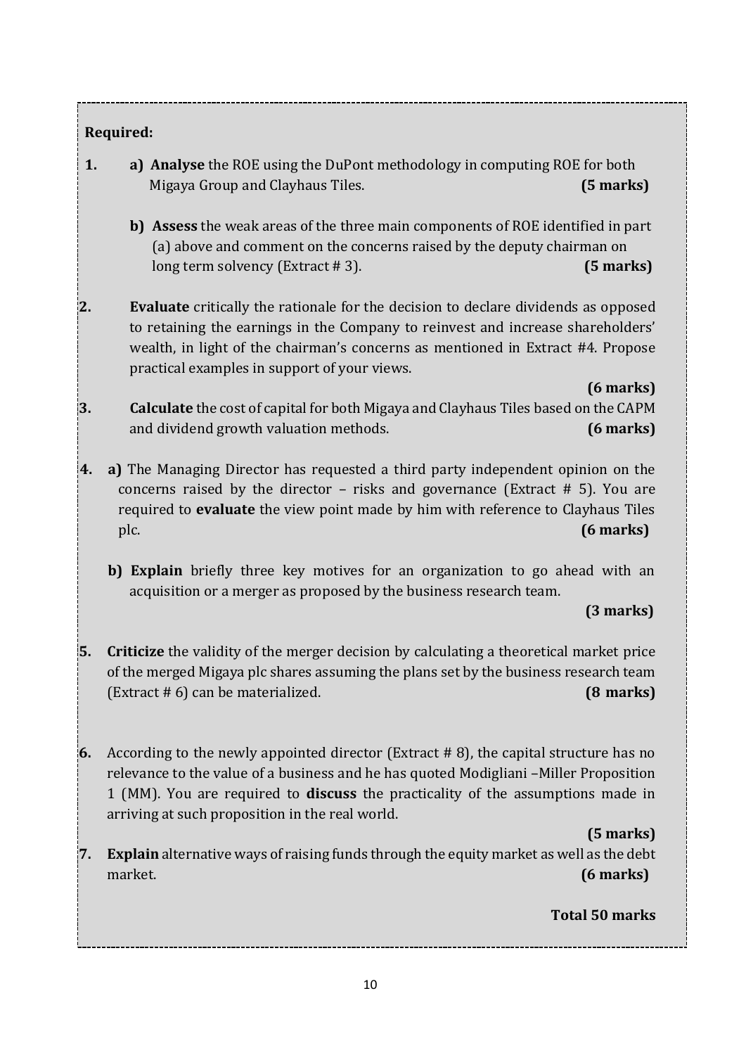**Required:**

1. a) **Analyse** the ROE using the DuPont methodology in computing ROE for both Migaya Group and Clayhaus Tiles. **(5 marks)**

   b) **Assess** the weak areas of the three main components of ROE identified in part (a) above and comment on the concerns raised by the deputy chairman on long term solvency (Extract # 3). **(5 marks)**

2. **Evaluate** critically the rationale for the decision to declare dividends as opposed to retaining the earnings in the Company to reinvest and increase shareholders' wealth, in light of the chairman's concerns as mentioned in Extract #4. Propose practical examples in support of your views. **(6 marks)**

3. **Calculate** the cost of capital for both Migaya and Clayhaus Tiles based on the CAPM and dividend growth valuation methods. **(6 marks)**

4. a) The Managing Director has requested a third party independent opinion on the concerns raised by the director – risks and governance (Extract # 5). You are required to **evaluate** the view point made by him with reference to Clayhaus Tiles plc. **(6 marks)**

   b) **Explain** briefly three key motives for an organization to go ahead with an acquisition or a merger as proposed by the business research team. **(3 marks)**

5. **Criticize** the validity of the merger decision by calculating a theoretical market price of the merged Migaya plc shares assuming the plans set by the business research team (Extract # 6) can be materialized. **(8 marks)**

6. According to the newly appointed director (Extract # 8), the capital structure has no relevance to the value of a business and he has quoted Modigliani –Miller Proposition 1 (MM). You are required to **discuss** the practicality of the assumptions made in arriving at such proposition in the real world. **(5 marks)**

7. **Explain** alternative ways of raising funds through the equity market as well as the debt market. **(6 marks)**

**Total 50 marks**